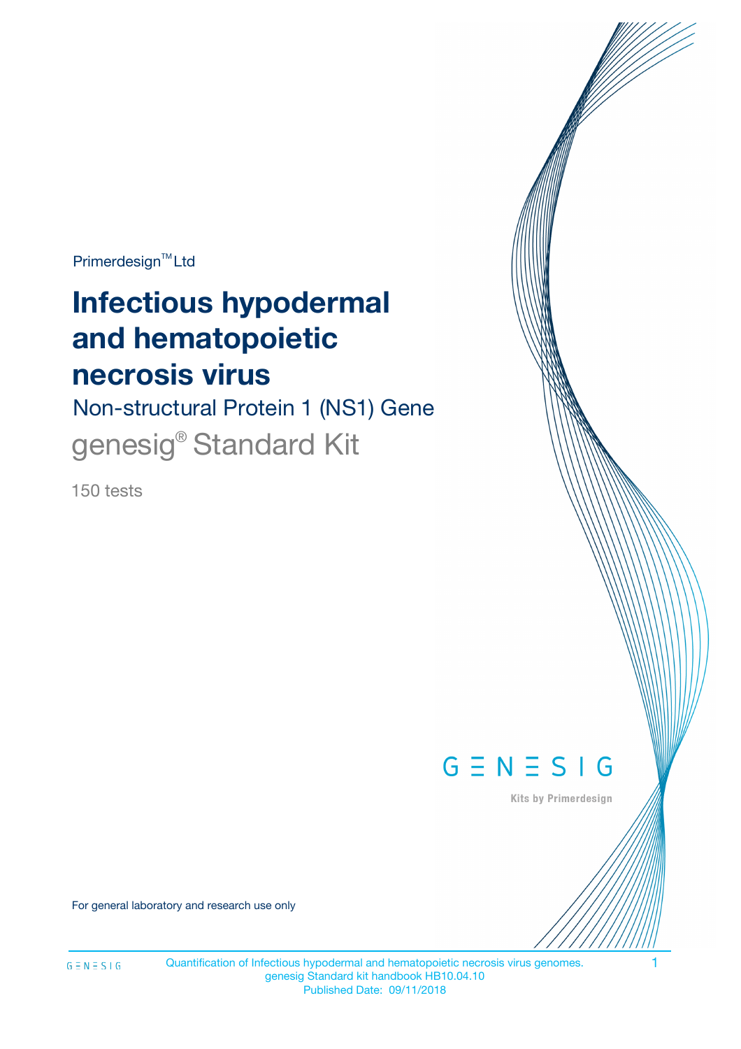Primerdesign™ Ltd

# Infectious hypodermal and hematopoietic necrosis virus

## Non-structural Protein 1 (NS1) Gene

## genesig® Standard Kit

150 tests

GENESIG

Kits by Primerdesign

For general laboratory and research use only

Quantification of Infectious hypodermal and hematopoietic necrosis virus genomes.
genesig Standard kit handbook HB10.04.10
Published Date: 09/11/2018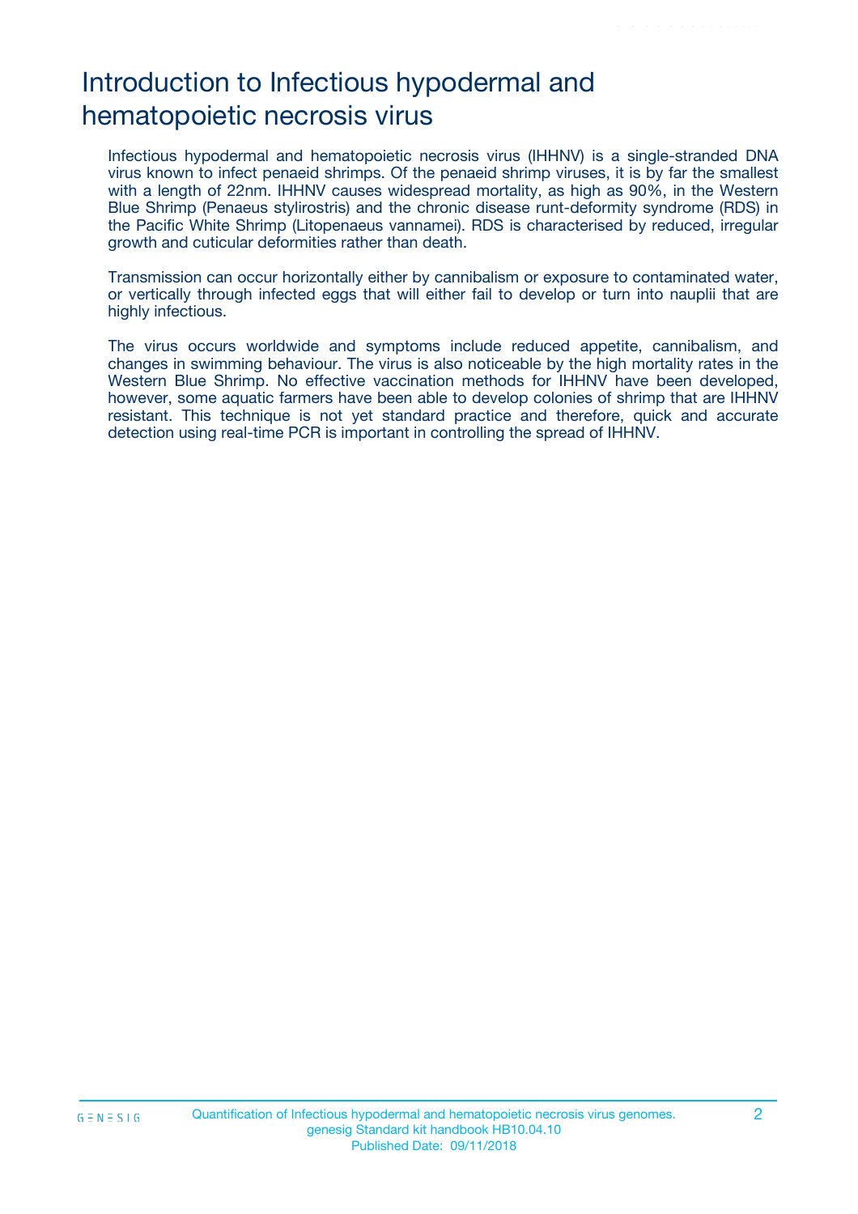# Introduction to Infectious hypodermal and hematopoietic necrosis virus

Infectious hypodermal and hematopoietic necrosis virus (IHHNV) is a single-stranded DNA virus known to infect penaeid shrimps. Of the penaeid shrimp viruses, it is by far the smallest with a length of 22nm. IHHNV causes widespread mortality, as high as 90%, in the Western Blue Shrimp (Penaeus stylirostris) and the chronic disease runt-deformity syndrome (RDS) in the Pacific White Shrimp (Litopenaeus vannamei). RDS is characterised by reduced, irregular growth and cuticular deformities rather than death.

Transmission can occur horizontally either by cannibalism or exposure to contaminated water, or vertically through infected eggs that will either fail to develop or turn into nauplii that are highly infectious.

The virus occurs worldwide and symptoms include reduced appetite, cannibalism, and changes in swimming behaviour. The virus is also noticeable by the high mortality rates in the Western Blue Shrimp. No effective vaccination methods for IHHNV have been developed, however, some aquatic farmers have been able to develop colonies of shrimp that are IHHNV resistant. This technique is not yet standard practice and therefore, quick and accurate detection using real-time PCR is important in controlling the spread of IHHNV.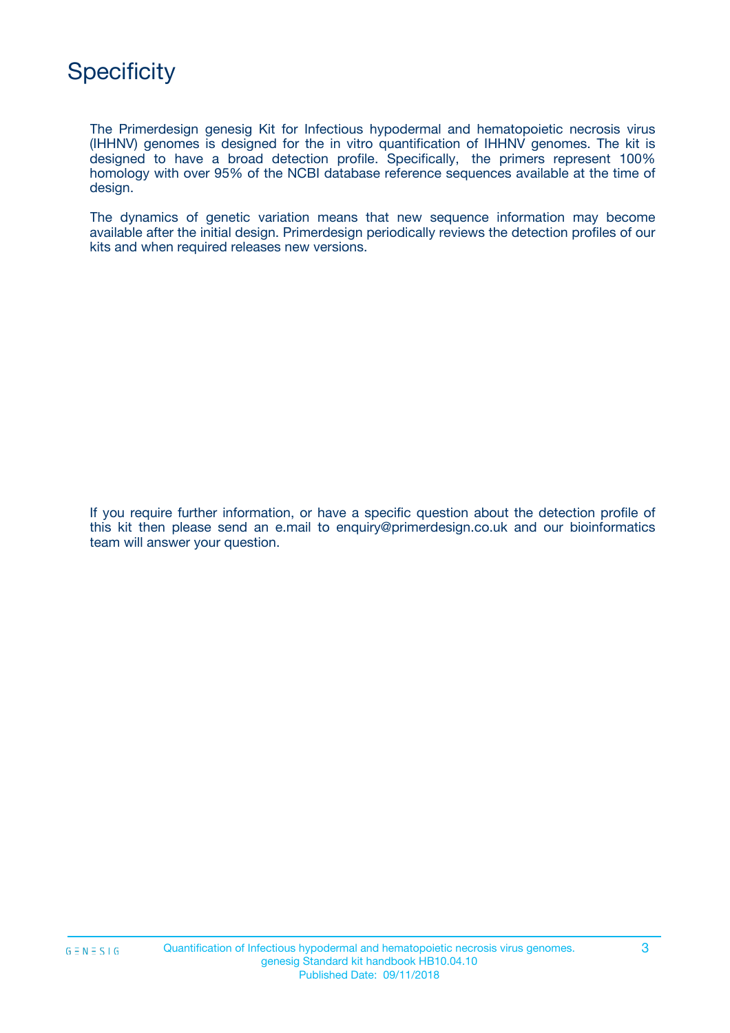# Specificity

The Primerdesign genesig Kit for Infectious hypodermal and hematopoietic necrosis virus (IHHNV) genomes is designed for the in vitro quantification of IHHNV genomes. The kit is designed to have a broad detection profile. Specifically, the primers represent 100% homology with over 95% of the NCBI database reference sequences available at the time of design.

The dynamics of genetic variation means that new sequence information may become available after the initial design. Primerdesign periodically reviews the detection profiles of our kits and when required releases new versions.

If you require further information, or have a specific question about the detection profile of this kit then please send an e.mail to enquiry@primerdesign.co.uk and our bioinformatics team will answer your question.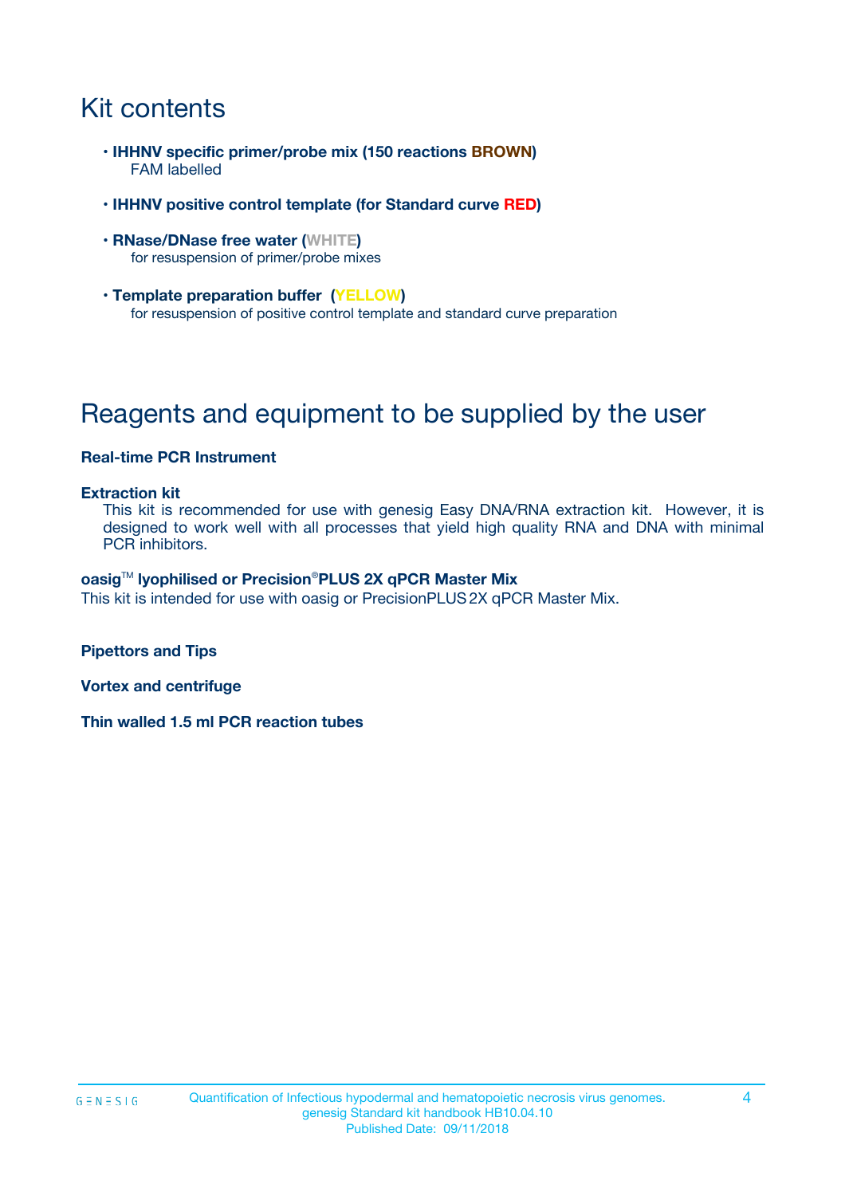# Kit contents

- **IHHNV specific primer/probe mix (150 reactions BROWN)**
  FAM labelled

- **IHHNV positive control template (for Standard curve RED)**

- **RNase/DNase free water (WHITE)**
  for resuspension of primer/probe mixes

- **Template preparation buffer (YELLOW)**
  for resuspension of positive control template and standard curve preparation

# Reagents and equipment to be supplied by the user

**Real-time PCR Instrument**

**Extraction kit**

This kit is recommended for use with genesig Easy DNA/RNA extraction kit. However, it is designed to work well with all processes that yield high quality RNA and DNA with minimal PCR inhibitors.

**oasig™ lyophilised or Precision®PLUS 2X qPCR Master Mix**

This kit is intended for use with oasig or PrecisionPLUS 2X qPCR Master Mix.

**Pipettors and Tips**

**Vortex and centrifuge**

**Thin walled 1.5 ml PCR reaction tubes**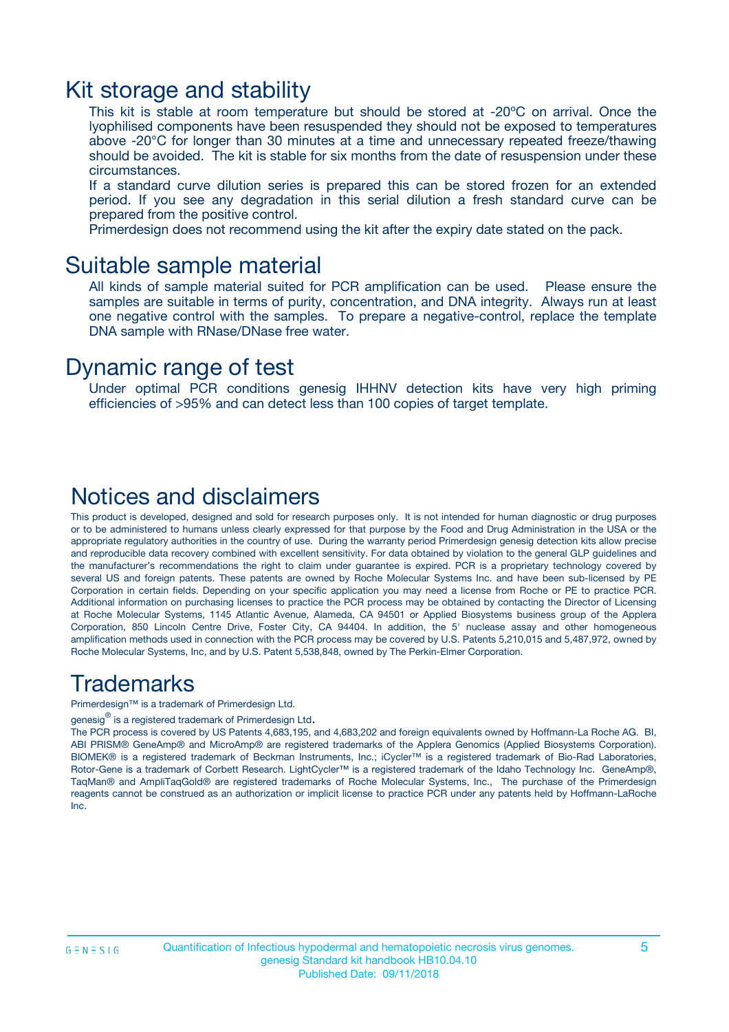## Kit storage and stability

This kit is stable at room temperature but should be stored at -20ºC on arrival. Once the lyophilised components have been resuspended they should not be exposed to temperatures above -20°C for longer than 30 minutes at a time and unnecessary repeated freeze/thawing should be avoided. The kit is stable for six months from the date of resuspension under these circumstances.

If a standard curve dilution series is prepared this can be stored frozen for an extended period. If you see any degradation in this serial dilution a fresh standard curve can be prepared from the positive control.

Primerdesign does not recommend using the kit after the expiry date stated on the pack.

## Suitable sample material

All kinds of sample material suited for PCR amplification can be used. Please ensure the samples are suitable in terms of purity, concentration, and DNA integrity. Always run at least one negative control with the samples. To prepare a negative-control, replace the template DNA sample with RNase/DNase free water.

## Dynamic range of test

Under optimal PCR conditions genesig IHHNV detection kits have very high priming efficiencies of >95% and can detect less than 100 copies of target template.

## Notices and disclaimers

This product is developed, designed and sold for research purposes only. It is not intended for human diagnostic or drug purposes or to be administered to humans unless clearly expressed for that purpose by the Food and Drug Administration in the USA or the appropriate regulatory authorities in the country of use. During the warranty period Primerdesign genesig detection kits allow precise and reproducible data recovery combined with excellent sensitivity. For data obtained by violation to the general GLP guidelines and the manufacturer's recommendations the right to claim under guarantee is expired. PCR is a proprietary technology covered by several US and foreign patents. These patents are owned by Roche Molecular Systems Inc. and have been sub-licensed by PE Corporation in certain fields. Depending on your specific application you may need a license from Roche or PE to practice PCR. Additional information on purchasing licenses to practice the PCR process may be obtained by contacting the Director of Licensing at Roche Molecular Systems, 1145 Atlantic Avenue, Alameda, CA 94501 or Applied Biosystems business group of the Applera Corporation, 850 Lincoln Centre Drive, Foster City, CA 94404. In addition, the 5' nuclease assay and other homogeneous amplification methods used in connection with the PCR process may be covered by U.S. Patents 5,210,015 and 5,487,972, owned by Roche Molecular Systems, Inc, and by U.S. Patent 5,538,848, owned by The Perkin-Elmer Corporation.

## Trademarks

Primerdesign™ is a trademark of Primerdesign Ltd.

genesig® is a registered trademark of Primerdesign Ltd.

The PCR process is covered by US Patents 4,683,195, and 4,683,202 and foreign equivalents owned by Hoffmann-La Roche AG. BI, ABI PRISM® GeneAmp® and MicroAmp® are registered trademarks of the Applera Genomics (Applied Biosystems Corporation). BIOMEK® is a registered trademark of Beckman Instruments, Inc.; iCycler™ is a registered trademark of Bio-Rad Laboratories, Rotor-Gene is a trademark of Corbett Research. LightCycler™ is a registered trademark of the Idaho Technology Inc. GeneAmp®, TaqMan® and AmpliTaqGold® are registered trademarks of Roche Molecular Systems, Inc., The purchase of the Primerdesign reagents cannot be construed as an authorization or implicit license to practice PCR under any patents held by Hoffmann-LaRoche Inc.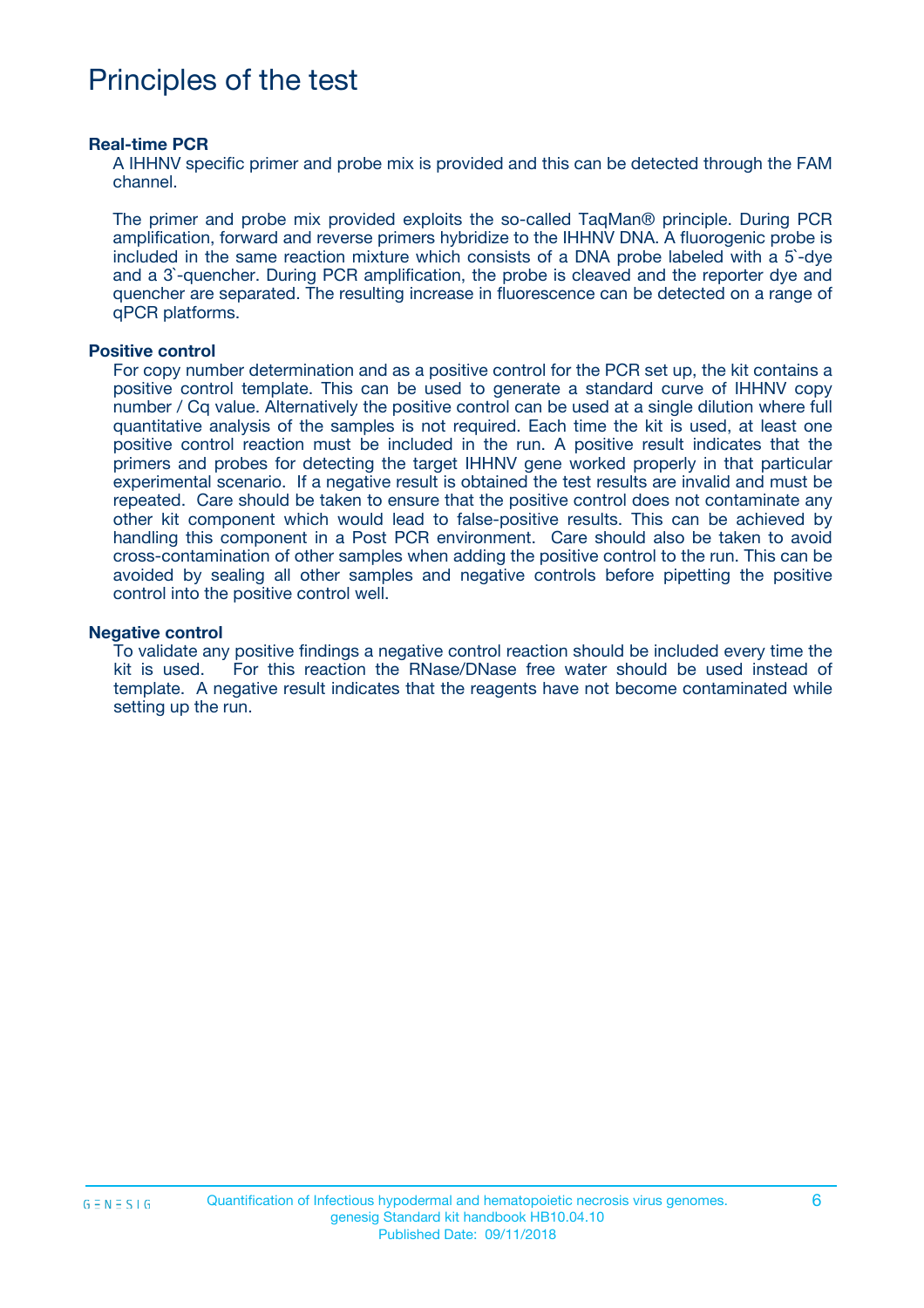# Principles of the test

### Real-time PCR

A IHHNV specific primer and probe mix is provided and this can be detected through the FAM channel.

The primer and probe mix provided exploits the so-called TaqMan® principle. During PCR amplification, forward and reverse primers hybridize to the IHHNV DNA. A fluorogenic probe is included in the same reaction mixture which consists of a DNA probe labeled with a 5`-dye and a 3`-quencher. During PCR amplification, the probe is cleaved and the reporter dye and quencher are separated. The resulting increase in fluorescence can be detected on a range of qPCR platforms.

### Positive control

For copy number determination and as a positive control for the PCR set up, the kit contains a positive control template. This can be used to generate a standard curve of IHHNV copy number / Cq value. Alternatively the positive control can be used at a single dilution where full quantitative analysis of the samples is not required. Each time the kit is used, at least one positive control reaction must be included in the run. A positive result indicates that the primers and probes for detecting the target IHHNV gene worked properly in that particular experimental scenario. If a negative result is obtained the test results are invalid and must be repeated. Care should be taken to ensure that the positive control does not contaminate any other kit component which would lead to false-positive results. This can be achieved by handling this component in a Post PCR environment. Care should also be taken to avoid cross-contamination of other samples when adding the positive control to the run. This can be avoided by sealing all other samples and negative controls before pipetting the positive control into the positive control well.

### Negative control

To validate any positive findings a negative control reaction should be included every time the kit is used. For this reaction the RNase/DNase free water should be used instead of template. A negative result indicates that the reagents have not become contaminated while setting up the run.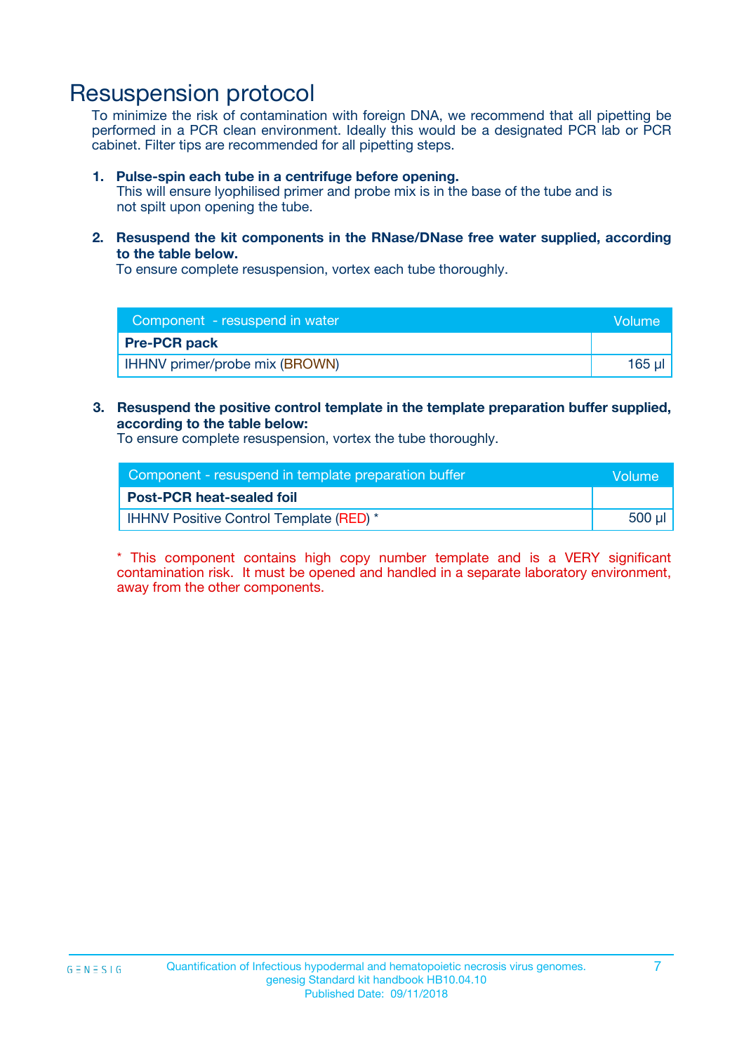# Resuspension protocol

To minimize the risk of contamination with foreign DNA, we recommend that all pipetting be performed in a PCR clean environment. Ideally this would be a designated PCR lab or PCR cabinet. Filter tips are recommended for all pipetting steps.

1. **Pulse-spin each tube in a centrifuge before opening.**
   This will ensure lyophilised primer and probe mix is in the base of the tube and is not spilt upon opening the tube.

2. **Resuspend the kit components in the RNase/DNase free water supplied, according to the table below.**
   To ensure complete resuspension, vortex each tube thoroughly.

| Component - resuspend in water | Volume |
|---|---|
| **Pre-PCR pack** | |
| IHHNV primer/probe mix (BROWN) | 165 µl |

3. **Resuspend the positive control template in the template preparation buffer supplied, according to the table below:**
   To ensure complete resuspension, vortex the tube thoroughly.

| Component - resuspend in template preparation buffer | Volume |
|---|---|
| **Post-PCR heat-sealed foil** | |
| IHHNV Positive Control Template (RED) * | 500 µl |

* This component contains high copy number template and is a VERY significant contamination risk. It must be opened and handled in a separate laboratory environment, away from the other components.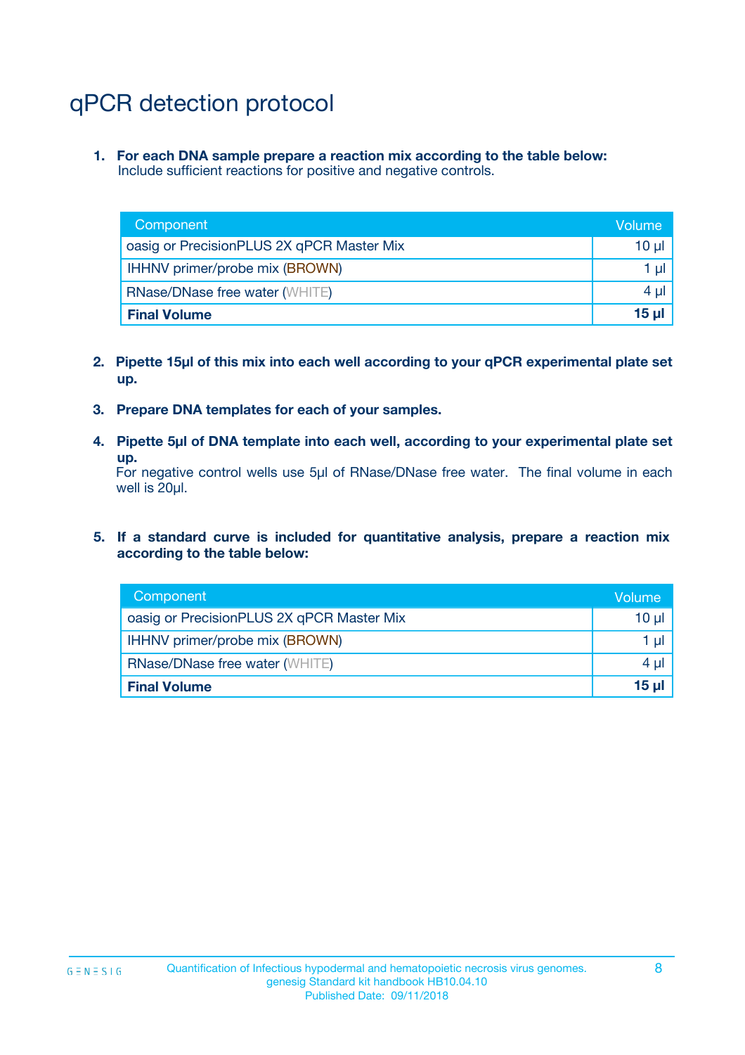# qPCR detection protocol

1. **For each DNA sample prepare a reaction mix according to the table below:**
   Include sufficient reactions for positive and negative controls.

| Component | Volume |
|---|---|
| oasig or PrecisionPLUS 2X qPCR Master Mix | 10 µl |
| IHHNV primer/probe mix (BROWN) | 1 µl |
| RNase/DNase free water (WHITE) | 4 µl |
| **Final Volume** | **15 µl** |

2. **Pipette 15µl of this mix into each well according to your qPCR experimental plate set up.**

3. **Prepare DNA templates for each of your samples.**

4. **Pipette 5µl of DNA template into each well, according to your experimental plate set up.**
   For negative control wells use 5µl of RNase/DNase free water. The final volume in each well is 20µl.

5. **If a standard curve is included for quantitative analysis, prepare a reaction mix according to the table below:**

| Component | Volume |
|---|---|
| oasig or PrecisionPLUS 2X qPCR Master Mix | 10 µl |
| IHHNV primer/probe mix (BROWN) | 1 µl |
| RNase/DNase free water (WHITE) | 4 µl |
| **Final Volume** | **15 µl** |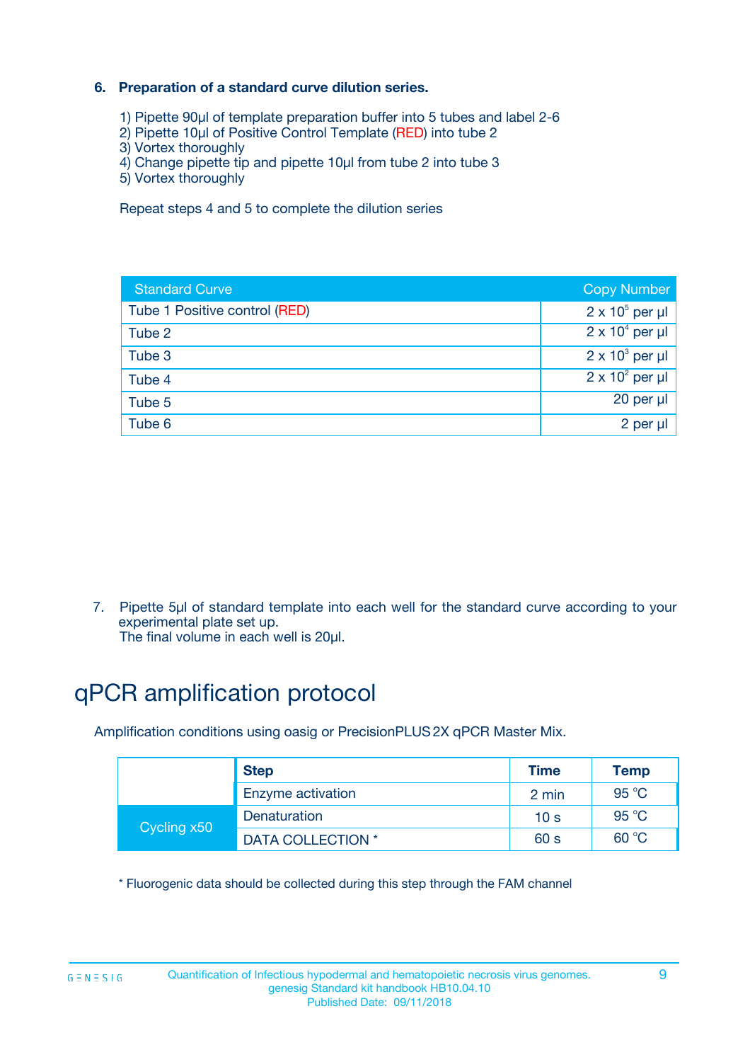### 6. Preparation of a standard curve dilution series.

1) Pipette 90µl of template preparation buffer into 5 tubes and label 2-6
2) Pipette 10µl of Positive Control Template (RED) into tube 2
3) Vortex thoroughly
4) Change pipette tip and pipette 10µl from tube 2 into tube 3
5) Vortex thoroughly

Repeat steps 4 and 5 to complete the dilution series

| Standard Curve | Copy Number |
|---|---|
| Tube 1 Positive control (RED) | $2 \times 10^5$ per µl |
| Tube 2 | $2 \times 10^4$ per µl |
| Tube 3 | $2 \times 10^3$ per µl |
| Tube 4 | $2 \times 10^2$ per µl |
| Tube 5 | 20 per µl |
| Tube 6 | 2 per µl |

7. Pipette 5µl of standard template into each well for the standard curve according to your experimental plate set up.
The final volume in each well is 20µl.

# qPCR amplification protocol

Amplification conditions using oasig or PrecisionPLUS 2X qPCR Master Mix.

| | Step | Time | Temp |
|---|---|---|---|
| | Enzyme activation | 2 min | 95 °C |
| Cycling x50 | Denaturation | 10 s | 95 °C |
| | DATA COLLECTION * | 60 s | 60 °C |

* Fluorogenic data should be collected during this step through the FAM channel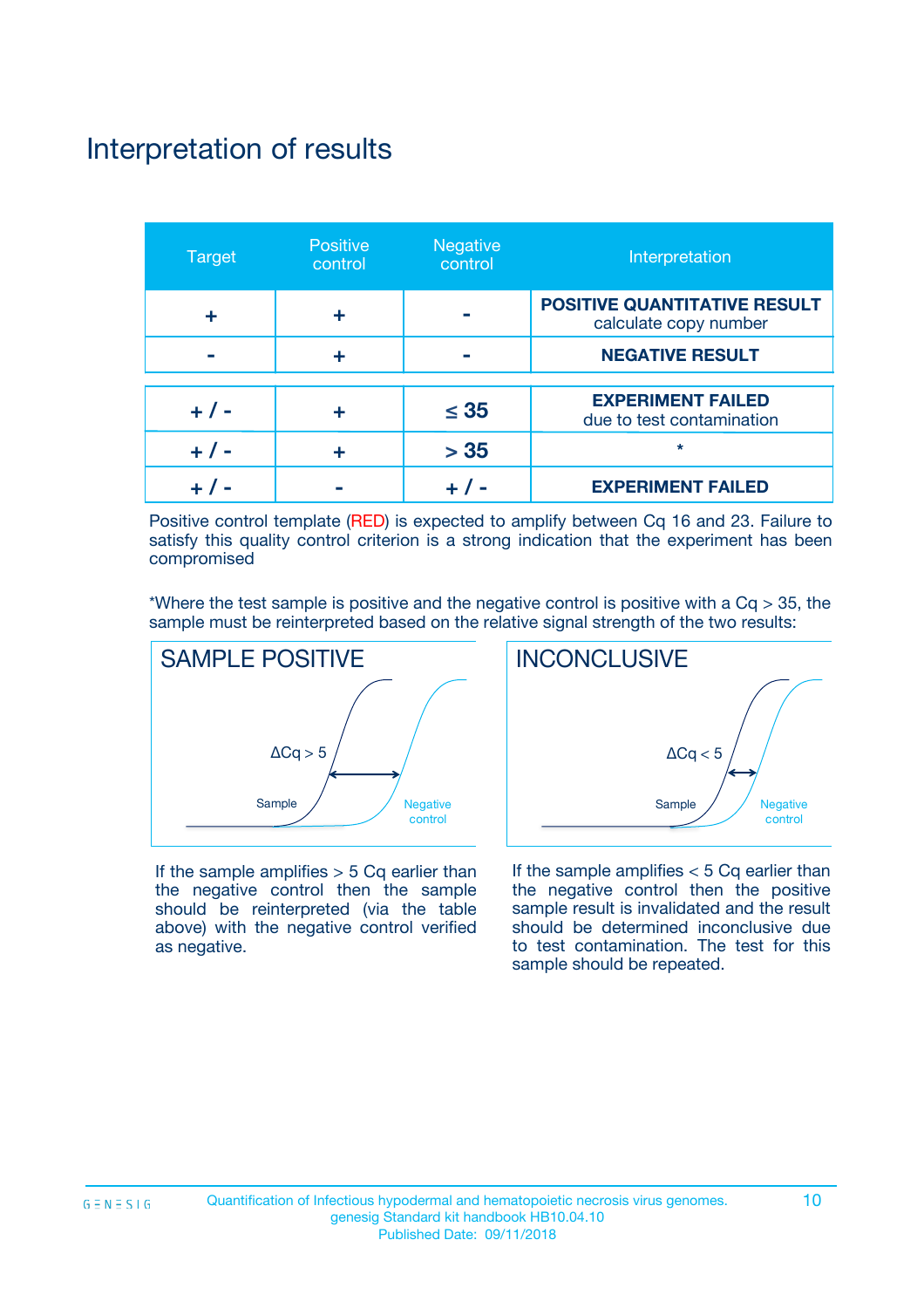# Interpretation of results

| Target | Positive control | Negative control | Interpretation |
|---|---|---|---|
| + | + | - | **POSITIVE QUANTITATIVE RESULT** calculate copy number |
| - | + | - | **NEGATIVE RESULT** |
| + / - | + | ≤ 35 | **EXPERIMENT FAILED** due to test contamination |
| + / - | + | > 35 | * |
| + / - | - | + / - | **EXPERIMENT FAILED** |

Positive control template (RED) is expected to amplify between Cq 16 and 23. Failure to satisfy this quality control criterion is a strong indication that the experiment has been compromised

*Where the test sample is positive and the negative control is positive with a Cq > 35, the sample must be reinterpreted based on the relative signal strength of the two results:

SAMPLE POSITIVE

ΔCq > 5

Sample

Negative control

If the sample amplifies > 5 Cq earlier than the negative control then the sample should be reinterpreted (via the table above) with the negative control verified as negative.

INCONCLUSIVE

ΔCq < 5

Sample

Negative control

If the sample amplifies < 5 Cq earlier than the negative control then the positive sample result is invalidated and the result should be determined inconclusive due to test contamination. The test for this sample should be repeated.